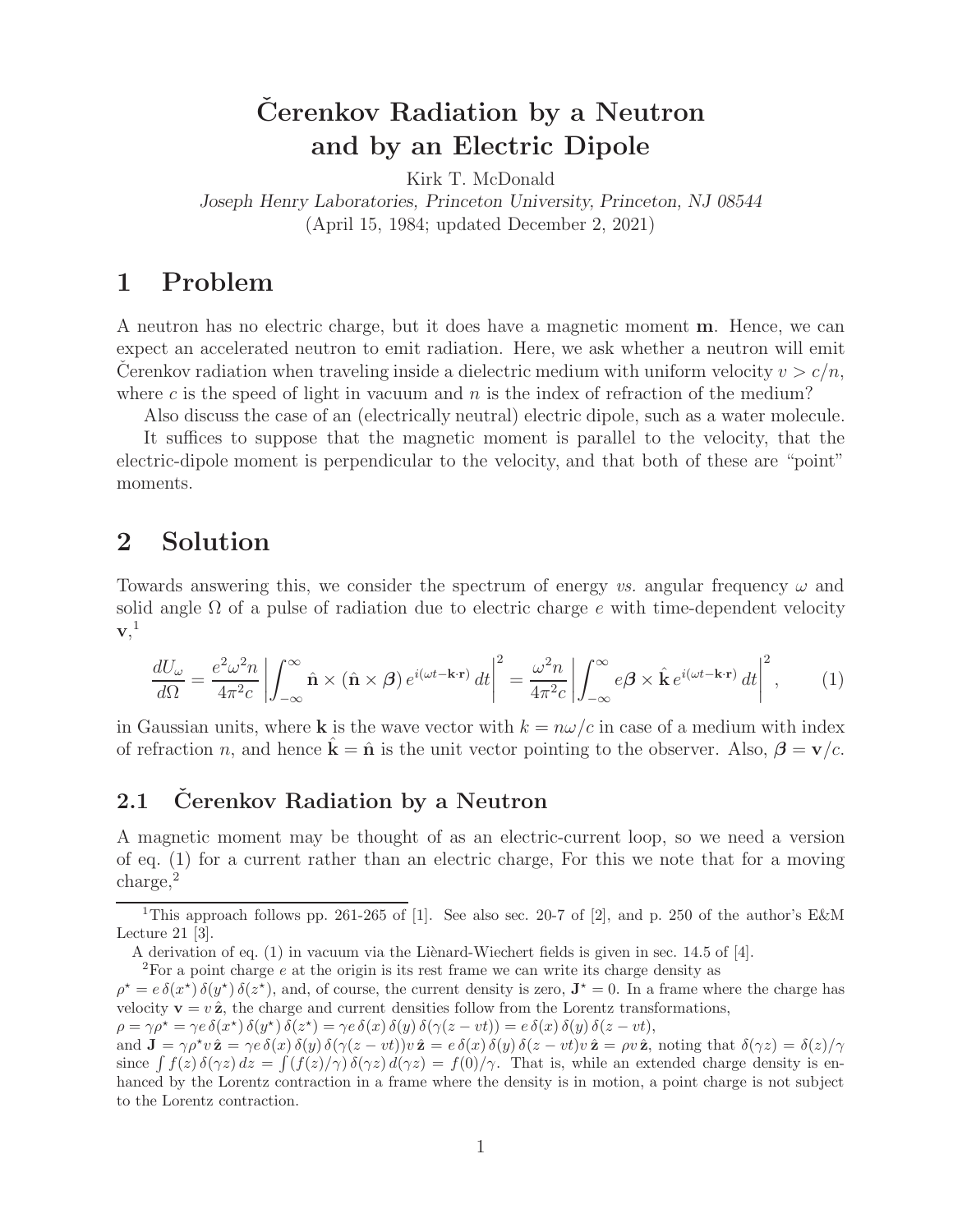# Čerenkov Radiation by a Neutron and by an Electric Dipole

Kirk T. McDonald

*Joseph Henry Laboratories, Princeton University, Princeton, NJ 08544*

(April 15, 1984; updated December 2, 2021)

## 1 Problem

A neutron has no electric charge, but it does have a magnetic moment $\mathbf{m}$. Hence, we can expect an accelerated neutron to emit radiation. Here, we ask whether a neutron will emit Čerenkov radiation when traveling inside a dielectric medium with uniform velocity $v > c/n$, where $c$ is the speed of light in vacuum and $n$ is the index of refraction of the medium?

Also discuss the case of an (electrically neutral) electric dipole, such as a water molecule.

It suffices to suppose that the magnetic moment is parallel to the velocity, that the electric-dipole moment is perpendicular to the velocity, and that both of these are "point" moments.

## 2 Solution

Towards answering this, we consider the spectrum of energy *vs.* angular frequency $\omega$ and solid angle $\Omega$ of a pulse of radiation due to electric charge $e$ with time-dependent velocity $\mathbf{v}$,[1]

$$\frac{dU_\omega}{d\Omega} = \frac{e^2\omega^2 n}{4\pi^2 c}\left|\int_{-\infty}^{\infty} \hat{\mathbf{n}}\times(\hat{\mathbf{n}}\times\boldsymbol{\beta})\, e^{i(\omega t - \mathbf{k}\cdot\mathbf{r})}\, dt\right|^2 = \frac{\omega^2 n}{4\pi^2 c}\left|\int_{-\infty}^{\infty} e\boldsymbol{\beta}\times\hat{\mathbf{k}}\, e^{i(\omega t - \mathbf{k}\cdot\mathbf{r})}\, dt\right|^2, \qquad (1)$$

in Gaussian units, where $\mathbf{k}$ is the wave vector with $k = n\omega/c$ in case of a medium with index of refraction $n$, and hence $\hat{\mathbf{k}} = \hat{\mathbf{n}}$ is the unit vector pointing to the observer. Also, $\boldsymbol{\beta} = \mathbf{v}/c$.

### 2.1 Čerenkov Radiation by a Neutron

A magnetic moment may be thought of as an electric-current loop, so we need a version of eq. (1) for a current rather than an electric charge, For this we note that for a moving charge,[2]

---

[1] This approach follows pp. 261-265 of [1]. See also sec. 20-7 of [2], and p. 250 of the author's E&M Lecture 21 [3].

A derivation of eq. (1) in vacuum via the Liènard-Wiechert fields is given in sec. 14.5 of [4].

[2] For a point charge $e$ at the origin is its rest frame we can write its charge density as $\rho^\star = e\,\delta(x^\star)\,\delta(y^\star)\,\delta(z^\star)$, and, of course, the current density is zero, $\mathbf{J}^\star = 0$. In a frame where the charge has velocity $\mathbf{v} = v\,\hat{\mathbf{z}}$, the charge and current densities follow from the Lorentz transformations, $\rho = \gamma\rho^\star = \gamma e\,\delta(x^\star)\,\delta(y^\star)\,\delta(z^\star) = \gamma e\,\delta(x)\,\delta(y)\,\delta(\gamma(z - vt)) = e\,\delta(x)\,\delta(y)\,\delta(z - vt)$, and $\mathbf{J} = \gamma\rho^\star v\,\hat{\mathbf{z}} = \gamma e\,\delta(x)\,\delta(y)\,\delta(\gamma(z - vt))v\,\hat{\mathbf{z}} = e\,\delta(x)\,\delta(y)\,\delta(z - vt)v\,\hat{\mathbf{z}} = \rho v\,\hat{\mathbf{z}}$, noting that $\delta(\gamma z) = \delta(z)/\gamma$ since $\int f(z)\,\delta(\gamma z)\,dz = \int (f(z)/\gamma)\,\delta(\gamma z)\,d(\gamma z) = f(0)/\gamma$. That is, while an extended charge density is enhanced by the Lorentz contraction in a frame where the density is in motion, a point charge is not subject to the Lorentz contraction.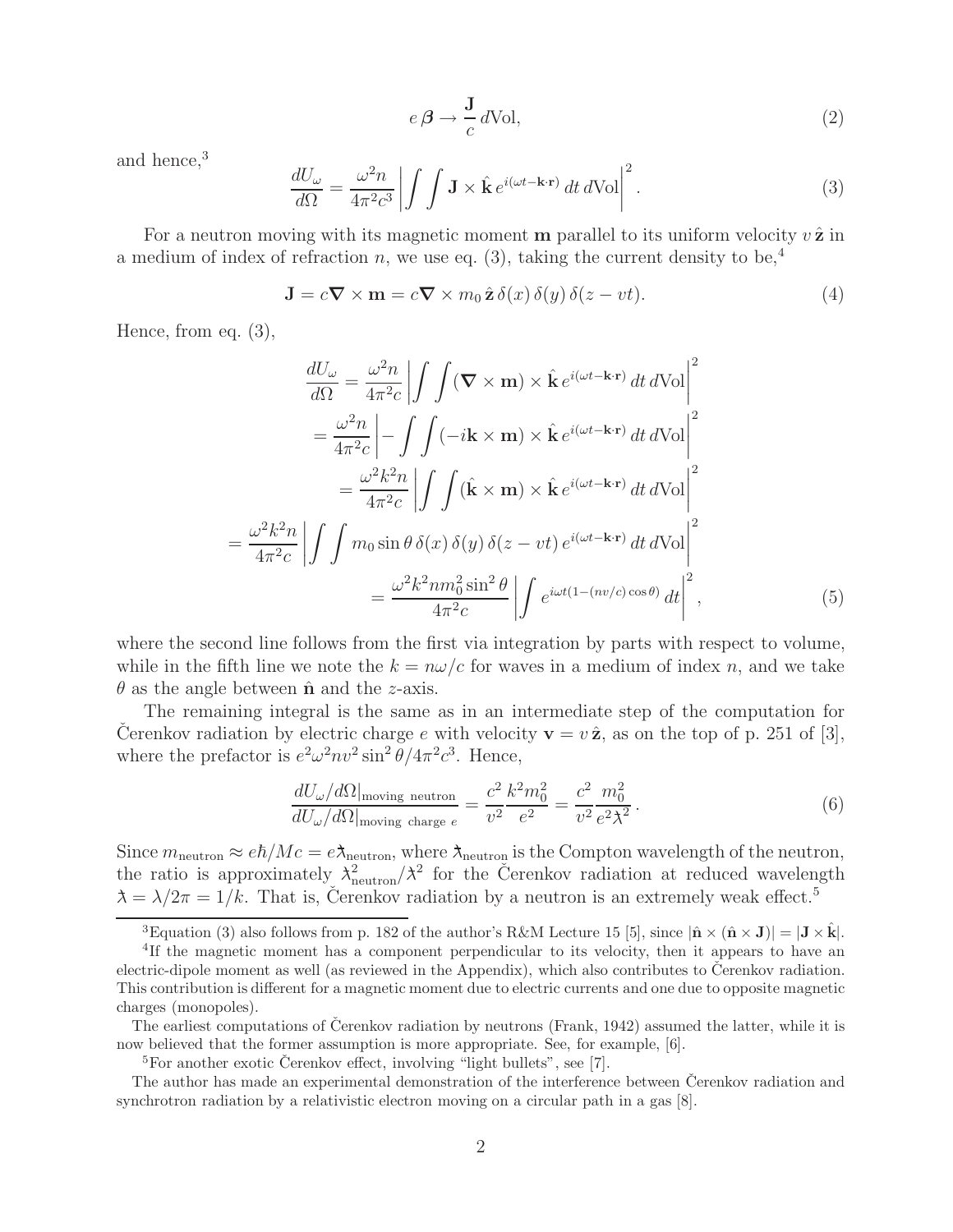$$e\,\boldsymbol{\beta} \to \frac{\mathbf{J}}{c}\,d\mathrm{Vol}, \tag{2}$$

and hence,[3]

$$\frac{dU_\omega}{d\Omega} = \frac{\omega^2 n}{4\pi^2 c^3}\left|\int\int \mathbf{J}\times\hat{\mathbf{k}}\,e^{i(\omega t-\mathbf{k}\cdot\mathbf{r})}\,dt\,d\mathrm{Vol}\right|^2. \tag{3}$$

For a neutron moving with its magnetic moment $\mathbf{m}$ parallel to its uniform velocity $v\,\hat{\mathbf{z}}$ in a medium of index of refraction $n$, we use eq. (3), taking the current density to be,[4]

$$\mathbf{J} = c\boldsymbol{\nabla}\times\mathbf{m} = c\boldsymbol{\nabla}\times m_0\,\hat{\mathbf{z}}\,\delta(x)\,\delta(y)\,\delta(z-vt). \tag{4}$$

Hence, from eq. (3),

$$\begin{aligned}
\frac{dU_\omega}{d\Omega} &= \frac{\omega^2 n}{4\pi^2 c}\left|\int\int(\boldsymbol{\nabla}\times\mathbf{m})\times\hat{\mathbf{k}}\,e^{i(\omega t-\mathbf{k}\cdot\mathbf{r})}\,dt\,d\mathrm{Vol}\right|^2 \\
&= \frac{\omega^2 n}{4\pi^2 c}\left|-\int\int(-i\mathbf{k}\times\mathbf{m})\times\hat{\mathbf{k}}\,e^{i(\omega t-\mathbf{k}\cdot\mathbf{r})}\,dt\,d\mathrm{Vol}\right|^2 \\
&= \frac{\omega^2 k^2 n}{4\pi^2 c}\left|\int\int(\hat{\mathbf{k}}\times\mathbf{m})\times\hat{\mathbf{k}}\,e^{i(\omega t-\mathbf{k}\cdot\mathbf{r})}\,dt\,d\mathrm{Vol}\right|^2 \\
&= \frac{\omega^2 k^2 n}{4\pi^2 c}\left|\int\int m_0\sin\theta\,\delta(x)\,\delta(y)\,\delta(z-vt)\,e^{i(\omega t-\mathbf{k}\cdot\mathbf{r})}\,dt\,d\mathrm{Vol}\right|^2 \\
&= \frac{\omega^2 k^2 n m_0^2\sin^2\theta}{4\pi^2 c}\left|\int e^{i\omega t(1-(nv/c)\cos\theta)}\,dt\right|^2,
\end{aligned} \tag{5}$$

where the second line follows from the first via integration by parts with respect to volume, while in the fifth line we note the $k = n\omega/c$ for waves in a medium of index $n$, and we take $\theta$ as the angle between $\hat{\mathbf{n}}$ and the $z$-axis.

The remaining integral is the same as in an intermediate step of the computation for Čerenkov radiation by electric charge $e$ with velocity $\mathbf{v} = v\,\hat{\mathbf{z}}$, as on the top of p. 251 of [3], where the prefactor is $e^2\omega^2 n v^2\sin^2\theta/4\pi^2c^3$. Hence,

$$\frac{dU_\omega/d\Omega|_{\text{moving neutron}}}{dU_\omega/d\Omega|_{\text{moving charge }e}} = \frac{c^2}{v^2}\frac{k^2 m_0^2}{e^2} = \frac{c^2}{v^2}\frac{m_0^2}{e^2\lambda\!\!\!^{-2}}. \tag{6}$$

Since $m_{\text{neutron}} \approx e\hbar/Mc = e\lambda\!\!\!^{-}_{\text{neutron}}$, where $\lambda\!\!\!^{-}_{\text{neutron}}$ is the Compton wavelength of the neutron, the ratio is approximately $\lambda\!\!\!^{-2}_{\text{neutron}}/\lambda\!\!\!^{-2}$ for the Čerenkov radiation at reduced wavelength $\lambda\!\!\!^{-} = \lambda/2\pi = 1/k$. That is, Čerenkov radiation by a neutron is an extremely weak effect.[5]

---

[3] Equation (3) also follows from p. 182 of the author's R&M Lecture 15 [5], since $|\hat{\mathbf{n}}\times(\hat{\mathbf{n}}\times\mathbf{J})| = |\mathbf{J}\times\hat{\mathbf{k}}|$.

[4] If the magnetic moment has a component perpendicular to its velocity, then it appears to have an electric-dipole moment as well (as reviewed in the Appendix), which also contributes to Čerenkov radiation. This contribution is different for a magnetic moment due to electric currents and one due to opposite magnetic charges (monopoles).

The earliest computations of Čerenkov radiation by neutrons (Frank, 1942) assumed the latter, while it is now believed that the former assumption is more appropriate. See, for example, [6].

[5] For another exotic Čerenkov effect, involving "light bullets", see [7].

The author has made an experimental demonstration of the interference between Čerenkov radiation and synchrotron radiation by a relativistic electron moving on a circular path in a gas [8].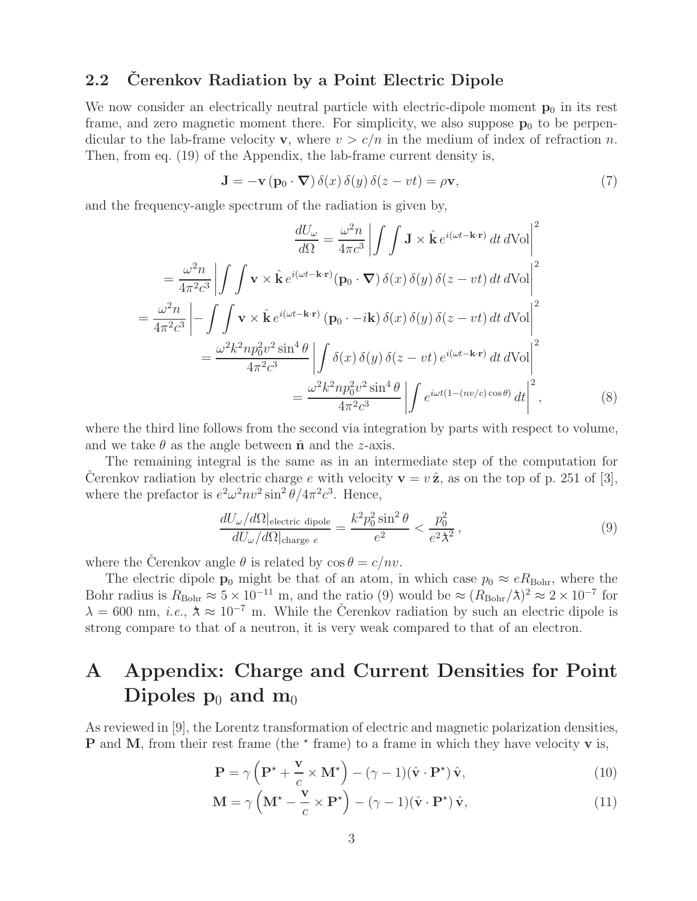## 2.2 Čerenkov Radiation by a Point Electric Dipole

We now consider an electrically neutral particle with electric-dipole moment $\mathbf{p}_0$ in its rest frame, and zero magnetic moment there. For simplicity, we also suppose $\mathbf{p}_0$ to be perpendicular to the lab-frame velocity $\mathbf{v}$, where $v > c/n$ in the medium of index of refraction $n$. Then, from eq. (19) of the Appendix, the lab-frame current density is,

$$\mathbf{J} = -\mathbf{v}\,(\mathbf{p}_0 \cdot \boldsymbol{\nabla})\,\delta(x)\,\delta(y)\,\delta(z - vt) = \rho\mathbf{v}, \tag{7}$$

and the frequency-angle spectrum of the radiation is given by,

$$\frac{dU_\omega}{d\Omega} = \frac{\omega^2 n}{4\pi c^3}\left|\int\int \mathbf{J}\times\hat{\mathbf{k}}\,e^{i(\omega t - \mathbf{k}\cdot\mathbf{r})}\,dt\,d\mathrm{Vol}\right|^2$$

$$= \frac{\omega^2 n}{4\pi^2 c^3}\left|\int\int \mathbf{v}\times\hat{\mathbf{k}}\,e^{i(\omega t - \mathbf{k}\cdot\mathbf{r})}(\mathbf{p}_0\cdot\boldsymbol{\nabla})\,\delta(x)\,\delta(y)\,\delta(z-vt)\,dt\,d\mathrm{Vol}\right|^2$$

$$= \frac{\omega^2 n}{4\pi^2 c^3}\left|-\int\int \mathbf{v}\times\hat{\mathbf{k}}\,e^{i(\omega t - \mathbf{k}\cdot\mathbf{r})}\,(\mathbf{p}_0\cdot -i\mathbf{k})\,\delta(x)\,\delta(y)\,\delta(z-vt)\,dt\,d\mathrm{Vol}\right|^2$$

$$= \frac{\omega^2 k^2 n p_0^2 v^2 \sin^4\theta}{4\pi^2 c^3}\left|\int \delta(x)\,\delta(y)\,\delta(z-vt)\,e^{i(\omega t - \mathbf{k}\cdot\mathbf{r})}\,dt\,d\mathrm{Vol}\right|^2$$

$$= \frac{\omega^2 k^2 n p_0^2 v^2 \sin^4\theta}{4\pi^2 c^3}\left|\int e^{i\omega t(1-(nv/c)\cos\theta)}\,dt\right|^2, \tag{8}$$

where the third line follows from the second via integration by parts with respect to volume, and we take $\theta$ as the angle between $\hat{\mathbf{n}}$ and the $z$-axis.

The remaining integral is the same as in an intermediate step of the computation for Čerenkov radiation by electric charge $e$ with velocity $\mathbf{v} = v\,\hat{\mathbf{z}}$, as on the top of p. 251 of [3], where the prefactor is $e^2\omega^2 n v^2 \sin^2\theta/4\pi^2 c^3$. Hence,

$$\frac{dU_\omega/d\Omega|_{\text{electric dipole}}}{dU_\omega/d\Omega|_{\text{charge } e}} = \frac{k^2 p_0^2 \sin^2\theta}{e^2} < \frac{p_0^2}{e^2 \lambdabar^2}, \tag{9}$$

where the Čerenkov angle $\theta$ is related by $\cos\theta = c/nv$.

The electric dipole $\mathbf{p}_0$ might be that of an atom, in which case $p_0 \approx eR_{\text{Bohr}}$, where the Bohr radius is $R_{\text{Bohr}} \approx 5 \times 10^{-11}$ m, and the ratio (9) would be $\approx (R_{\text{Bohr}}/\lambdabar)^2 \approx 2 \times 10^{-7}$ for $\lambda = 600$ nm, *i.e.*, $\lambdabar \approx 10^{-7}$ m. While the Čerenkov radiation by such an electric dipole is strong compare to that of a neutron, it is very weak compared to that of an electron.

# A Appendix: Charge and Current Densities for Point Dipoles $\mathbf{p}_0$ and $\mathbf{m}_0$

As reviewed in [9], the Lorentz transformation of electric and magnetic polarization densities, $\mathbf{P}$ and $\mathbf{M}$, from their rest frame (the $^\star$ frame) to a frame in which they have velocity $\mathbf{v}$ is,

$$\mathbf{P} = \gamma\left(\mathbf{P}^\star + \frac{\mathbf{v}}{c}\times\mathbf{M}^\star\right) - (\gamma - 1)(\hat{\mathbf{v}}\cdot\mathbf{P}^\star)\,\hat{\mathbf{v}}, \tag{10}$$

$$\mathbf{M} = \gamma\left(\mathbf{M}^\star - \frac{\mathbf{v}}{c}\times\mathbf{P}^\star\right) - (\gamma - 1)(\hat{\mathbf{v}}\cdot\mathbf{P}^\star)\,\hat{\mathbf{v}}, \tag{11}$$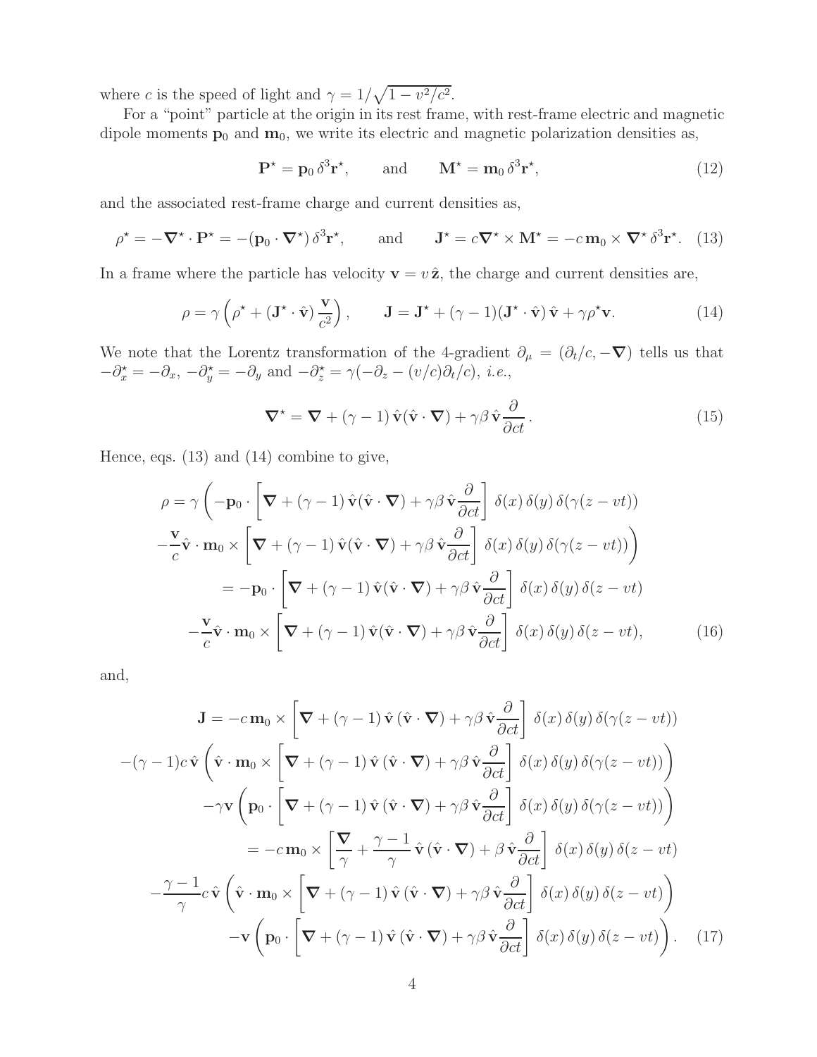where $c$ is the speed of light and $\gamma = 1/\sqrt{1 - v^2/c^2}$.

For a "point" particle at the origin in its rest frame, with rest-frame electric and magnetic dipole moments $\mathbf{p}_0$ and $\mathbf{m}_0$, we write its electric and magnetic polarization densities as,

$$\mathbf{P}^\star = \mathbf{p}_0\, \delta^3 \mathbf{r}^\star, \qquad \text{and} \qquad \mathbf{M}^\star = \mathbf{m}_0\, \delta^3 \mathbf{r}^\star, \tag{12}$$

and the associated rest-frame charge and current densities as,

$$\rho^\star = -\boldsymbol{\nabla}^\star \cdot \mathbf{P}^\star = -(\mathbf{p}_0 \cdot \boldsymbol{\nabla}^\star)\, \delta^3 \mathbf{r}^\star, \qquad \text{and} \qquad \mathbf{J}^\star = c\boldsymbol{\nabla}^\star \times \mathbf{M}^\star = -c\, \mathbf{m}_0 \times \boldsymbol{\nabla}^\star \delta^3 \mathbf{r}^\star. \tag{13}$$

In a frame where the particle has velocity $\mathbf{v} = v\, \hat{\mathbf{z}}$, the charge and current densities are,

$$\rho = \gamma \left( \rho^\star + (\mathbf{J}^\star \cdot \hat{\mathbf{v}}) \frac{\mathbf{v}}{c^2} \right), \qquad \mathbf{J} = \mathbf{J}^\star + (\gamma - 1)(\mathbf{J}^\star \cdot \hat{\mathbf{v}})\, \hat{\mathbf{v}} + \gamma \rho^\star \mathbf{v}. \tag{14}$$

We note that the Lorentz transformation of the 4-gradient $\partial_\mu = (\partial_t/c, -\boldsymbol{\nabla})$ tells us that $-\partial_x^\star = -\partial_x$, $-\partial_y^\star = -\partial_y$ and $-\partial_z^\star = \gamma(-\partial_z - (v/c)\partial_t/c)$, *i.e.*,

$$\boldsymbol{\nabla}^\star = \boldsymbol{\nabla} + (\gamma - 1)\, \hat{\mathbf{v}}(\hat{\mathbf{v}} \cdot \boldsymbol{\nabla}) + \gamma\beta\, \hat{\mathbf{v}} \frac{\partial}{\partial ct}. \tag{15}$$

Hence, eqs. (13) and (14) combine to give,

$$\begin{aligned}
\rho = \gamma \bigg( &-\mathbf{p}_0 \cdot \left[ \boldsymbol{\nabla} + (\gamma - 1)\, \hat{\mathbf{v}}(\hat{\mathbf{v}} \cdot \boldsymbol{\nabla}) + \gamma\beta\, \hat{\mathbf{v}} \frac{\partial}{\partial ct} \right] \delta(x)\, \delta(y)\, \delta(\gamma(z - vt)) \\
&- \frac{\mathbf{v}}{c} \hat{\mathbf{v}} \cdot \mathbf{m}_0 \times \left[ \boldsymbol{\nabla} + (\gamma - 1)\, \hat{\mathbf{v}}(\hat{\mathbf{v}} \cdot \boldsymbol{\nabla}) + \gamma\beta\, \hat{\mathbf{v}} \frac{\partial}{\partial ct} \right] \delta(x)\, \delta(y)\, \delta(\gamma(z - vt)) \bigg) \\
&= -\mathbf{p}_0 \cdot \left[ \boldsymbol{\nabla} + (\gamma - 1)\, \hat{\mathbf{v}}(\hat{\mathbf{v}} \cdot \boldsymbol{\nabla}) + \gamma\beta\, \hat{\mathbf{v}} \frac{\partial}{\partial ct} \right] \delta(x)\, \delta(y)\, \delta(z - vt) \\
&- \frac{\mathbf{v}}{c} \hat{\mathbf{v}} \cdot \mathbf{m}_0 \times \left[ \boldsymbol{\nabla} + (\gamma - 1)\, \hat{\mathbf{v}}(\hat{\mathbf{v}} \cdot \boldsymbol{\nabla}) + \gamma\beta\, \hat{\mathbf{v}} \frac{\partial}{\partial ct} \right] \delta(x)\, \delta(y)\, \delta(z - vt),
\end{aligned} \tag{16}$$

and,

$$\begin{aligned}
\mathbf{J} = &-c\, \mathbf{m}_0 \times \left[ \boldsymbol{\nabla} + (\gamma - 1)\, \hat{\mathbf{v}}\, (\hat{\mathbf{v}} \cdot \boldsymbol{\nabla}) + \gamma\beta\, \hat{\mathbf{v}} \frac{\partial}{\partial ct} \right] \delta(x)\, \delta(y)\, \delta(\gamma(z - vt)) \\
&-(\gamma - 1)c\, \hat{\mathbf{v}} \left( \hat{\mathbf{v}} \cdot \mathbf{m}_0 \times \left[ \boldsymbol{\nabla} + (\gamma - 1)\, \hat{\mathbf{v}}\, (\hat{\mathbf{v}} \cdot \boldsymbol{\nabla}) + \gamma\beta\, \hat{\mathbf{v}} \frac{\partial}{\partial ct} \right] \delta(x)\, \delta(y)\, \delta(\gamma(z - vt)) \right) \\
&-\gamma \mathbf{v} \left( \mathbf{p}_0 \cdot \left[ \boldsymbol{\nabla} + (\gamma - 1)\, \hat{\mathbf{v}}\, (\hat{\mathbf{v}} \cdot \boldsymbol{\nabla}) + \gamma\beta\, \hat{\mathbf{v}} \frac{\partial}{\partial ct} \right] \delta(x)\, \delta(y)\, \delta(\gamma(z - vt)) \right) \\
&= -c\, \mathbf{m}_0 \times \left[ \frac{\boldsymbol{\nabla}}{\gamma} + \frac{\gamma - 1}{\gamma}\, \hat{\mathbf{v}}\, (\hat{\mathbf{v}} \cdot \boldsymbol{\nabla}) + \beta\, \hat{\mathbf{v}} \frac{\partial}{\partial ct} \right] \delta(x)\, \delta(y)\, \delta(z - vt) \\
&- \frac{\gamma - 1}{\gamma} c\, \hat{\mathbf{v}} \left( \hat{\mathbf{v}} \cdot \mathbf{m}_0 \times \left[ \boldsymbol{\nabla} + (\gamma - 1)\, \hat{\mathbf{v}}\, (\hat{\mathbf{v}} \cdot \boldsymbol{\nabla}) + \gamma\beta\, \hat{\mathbf{v}} \frac{\partial}{\partial ct} \right] \delta(x)\, \delta(y)\, \delta(z - vt) \right) \\
&- \mathbf{v} \left( \mathbf{p}_0 \cdot \left[ \boldsymbol{\nabla} + (\gamma - 1)\, \hat{\mathbf{v}}\, (\hat{\mathbf{v}} \cdot \boldsymbol{\nabla}) + \gamma\beta\, \hat{\mathbf{v}} \frac{\partial}{\partial ct} \right] \delta(x)\, \delta(y)\, \delta(z - vt) \right).
\end{aligned} \tag{17}$$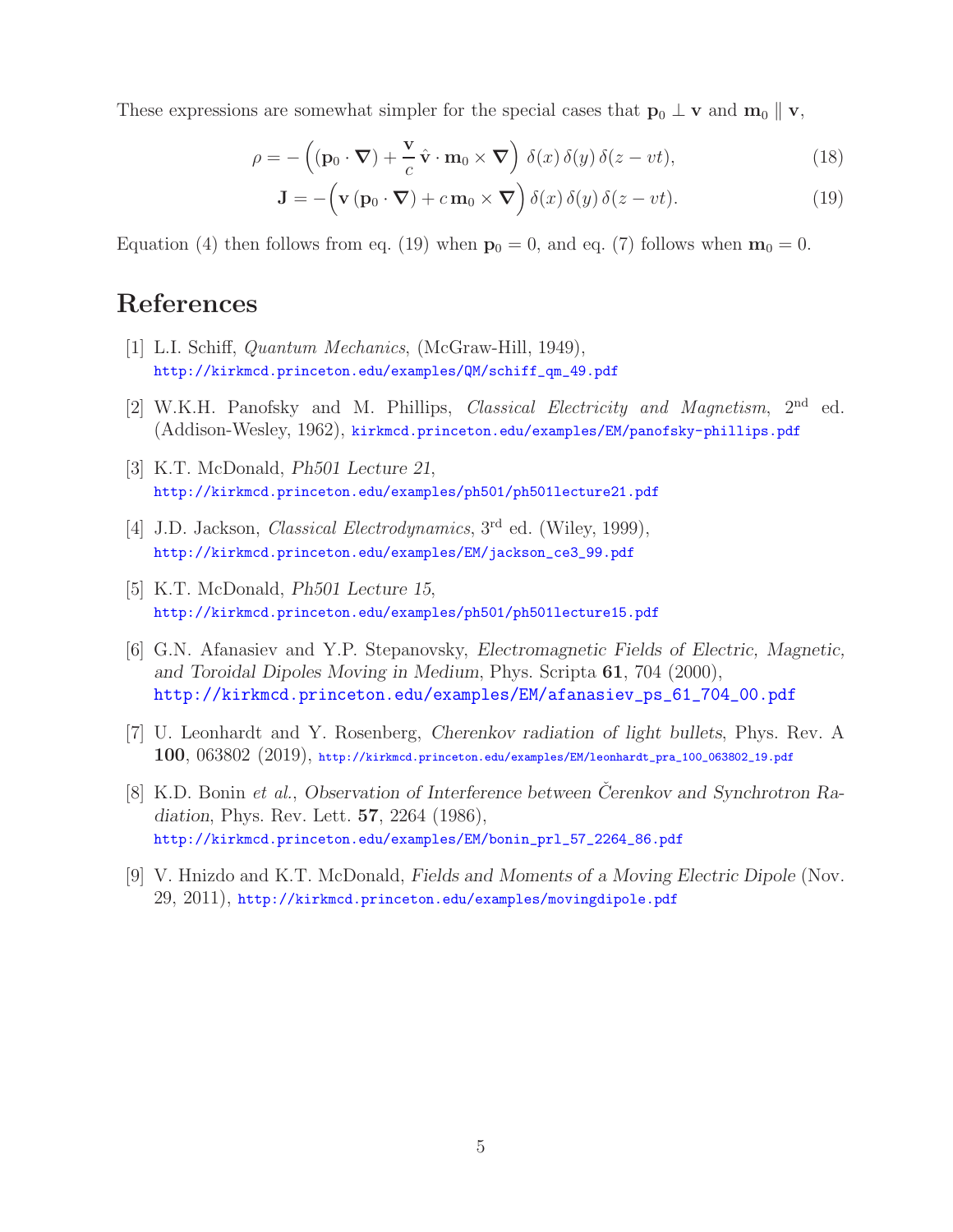These expressions are somewhat simpler for the special cases that $\mathbf{p}_0 \perp \mathbf{v}$ and $\mathbf{m}_0 \parallel \mathbf{v}$,

$$\rho = -\left( (\mathbf{p}_0 \cdot \boldsymbol{\nabla}) + \frac{\mathbf{v}}{c}\, \hat{\mathbf{v}} \cdot \mathbf{m}_0 \times \boldsymbol{\nabla} \right) \, \delta(x)\, \delta(y)\, \delta(z - vt), \tag{18}$$

$$\mathbf{J} = -\Big( \mathbf{v}\, (\mathbf{p}_0 \cdot \boldsymbol{\nabla}) + c\, \mathbf{m}_0 \times \boldsymbol{\nabla} \Big) \, \delta(x)\, \delta(y)\, \delta(z - vt). \tag{19}$$

Equation (4) then follows from eq. (19) when $\mathbf{p}_0 = 0$, and eq. (7) follows when $\mathbf{m}_0 = 0$.

# References

[1] L.I. Schiff, *Quantum Mechanics*, (McGraw-Hill, 1949), http://kirkmcd.princeton.edu/examples/QM/schiff_qm_49.pdf

[2] W.K.H. Panofsky and M. Phillips, *Classical Electricity and Magnetism*, 2nd ed. (Addison-Wesley, 1962), kirkmcd.princeton.edu/examples/EM/panofsky-phillips.pdf

[3] K.T. McDonald, *Ph501 Lecture 21*, http://kirkmcd.princeton.edu/examples/ph501/ph501lecture21.pdf

[4] J.D. Jackson, *Classical Electrodynamics*, 3rd ed. (Wiley, 1999), http://kirkmcd.princeton.edu/examples/EM/jackson_ce3_99.pdf

[5] K.T. McDonald, *Ph501 Lecture 15*, http://kirkmcd.princeton.edu/examples/ph501/ph501lecture15.pdf

[6] G.N. Afanasiev and Y.P. Stepanovsky, *Electromagnetic Fields of Electric, Magnetic, and Toroidal Dipoles Moving in Medium*, Phys. Scripta **61**, 704 (2000), http://kirkmcd.princeton.edu/examples/EM/afanasiev_ps_61_704_00.pdf

[7] U. Leonhardt and Y. Rosenberg, *Cherenkov radiation of light bullets*, Phys. Rev. A **100**, 063802 (2019), http://kirkmcd.princeton.edu/examples/EM/leonhardt_pra_100_063802_19.pdf

[8] K.D. Bonin *et al.*, *Observation of Interference between Čerenkov and Synchrotron Radiation*, Phys. Rev. Lett. **57**, 2264 (1986), http://kirkmcd.princeton.edu/examples/EM/bonin_prl_57_2264_86.pdf

[9] V. Hnizdo and K.T. McDonald, *Fields and Moments of a Moving Electric Dipole* (Nov. 29, 2011), http://kirkmcd.princeton.edu/examples/movingdipole.pdf